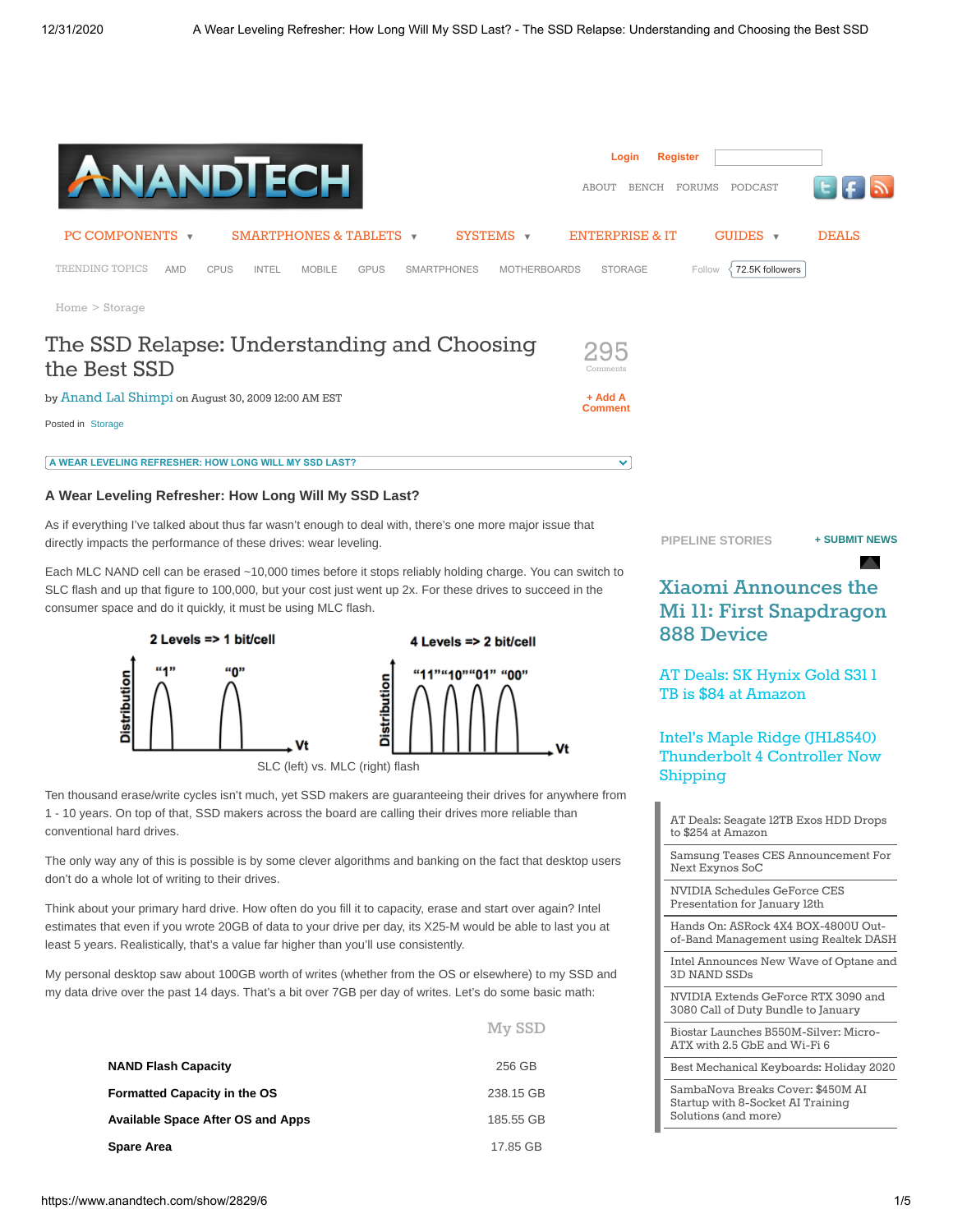# The SSD Relapse: Understanding and Choosing the Best SSD

by Anand Lal Shimpi on August 30, 2009 12:00 AM EST

Posted in Storage

## A Wear Leveling Refresher: How Long Will My SSD Last?

As if everything I've talked about thus far wasn't enough to deal with, there's one more major issue that directly impacts the performance of these drives: wear leveling.

Each MLC NAND cell can be erased ~10,000 times before it stops reliably holding charge. You can switch to SLC flash and up that figure to 100,000, but your cost just went up 2x. For these drives to succeed in the consumer space and do it quickly, it must be using MLC flash.

SLC (left) vs. MLC (right) flash

Ten thousand erase/write cycles isn't much, yet SSD makers are guaranteeing their drives for anywhere from 1 - 10 years. On top of that, SSD makers across the board are calling their drives more reliable than conventional hard drives.

The only way any of this is possible is by some clever algorithms and banking on the fact that desktop users don't do a whole lot of writing to their drives.

Think about your primary hard drive. How often do you fill it to capacity, erase and start over again? Intel estimates that even if you wrote 20GB of data to your drive per day, its X25-M would be able to last you at least 5 years. Realistically, that's a value far higher than you'll use consistently.

My personal desktop saw about 100GB worth of writes (whether from the OS or elsewhere) to my SSD and my data drive over the past 14 days. That's a bit over 7GB per day of writes. Let's do some basic math:

| | My SSD |
|---|---|
| **NAND Flash Capacity** | 256 GB |
| **Formatted Capacity in the OS** | 238.15 GB |
| **Available Space After OS and Apps** | 185.55 GB |
| **Spare Area** | 17.85 GB |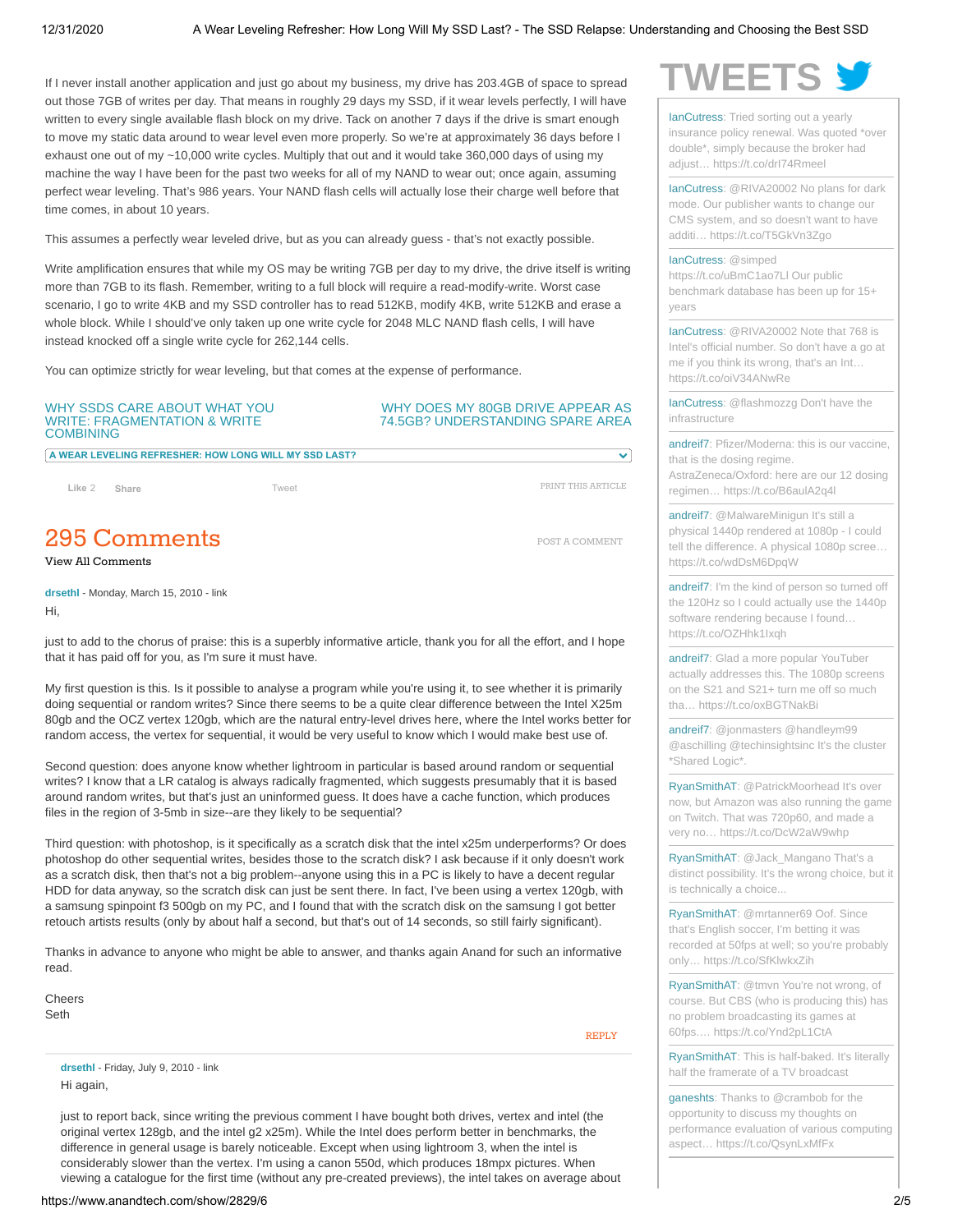If I never install another application and just go about my business, my drive has 203.4GB of space to spread out those 7GB of writes per day. That means in roughly 29 days my SSD, if it wear levels perfectly, I will have written to every single available flash block on my drive. Tack on another 7 days if the drive is smart enough to move my static data around to wear level even more properly. So we're at approximately 36 days before I exhaust one out of my ~10,000 write cycles. Multiply that out and it would take 360,000 days of using my machine the way I have been for the past two weeks for all of my NAND to wear out; once again, assuming perfect wear leveling. That's 986 years. Your NAND flash cells will actually lose their charge well before that time comes, in about 10 years.

This assumes a perfectly wear leveled drive, but as you can already guess - that's not exactly possible.

Write amplification ensures that while my OS may be writing 7GB per day to my drive, the drive itself is writing more than 7GB to its flash. Remember, writing to a full block will require a read-modify-write. Worst case scenario, I go to write 4KB and my SSD controller has to read 512KB, modify 4KB, write 512KB and erase a whole block. While I should've only taken up one write cycle for 2048 MLC NAND flash cells, I will have instead knocked off a single write cycle for 262,144 cells.

You can optimize strictly for wear leveling, but that comes at the expense of performance.

WHY SSDS CARE ABOUT WHAT YOU WRITE: FRAGMENTATION & WRITE COMBINING

WHY DOES MY 80GB DRIVE APPEAR AS 74.5GB? UNDERSTANDING SPARE AREA

A WEAR LEVELING REFRESHER: HOW LONG WILL MY SSD LAST?

Like 2 Share Tweet PRINT THIS ARTICLE

## 295 Comments

POST A COMMENT

View All Comments

**drsethl** - Monday, March 15, 2010 - link

Hi,

just to add to the chorus of praise: this is a superbly informative article, thank you for all the effort, and I hope that it has paid off for you, as I'm sure it must have.

My first question is this. Is it possible to analyse a program while you're using it, to see whether it is primarily doing sequential or random writes? Since there seems to be a quite clear difference between the Intel X25m 80gb and the OCZ vertex 120gb, which are the natural entry-level drives here, where the Intel works better for random access, the vertex for sequential, it would be very useful to know which I would make best use of.

Second question: does anyone know whether lightroom in particular is based around random or sequential writes? I know that a LR catalog is always radically fragmented, which suggests presumably that it is based around random writes, but that's just an uninformed guess. It does have a cache function, which produces files in the region of 3-5mb in size--are they likely to be sequential?

Third question: with photoshop, is it specifically as a scratch disk that the intel x25m underperforms? Or does photoshop do other sequential writes, besides those to the scratch disk? I ask because if it only doesn't work as a scratch disk, then that's not a big problem--anyone using this in a PC is likely to have a decent regular HDD for data anyway, so the scratch disk can just be sent there. In fact, I've been using a vertex 120gb, with a samsung spinpoint f3 500gb on my PC, and I found that with the scratch disk on the samsung I got better retouch artists results (only by about half a second, but that's out of 14 seconds, so still fairly significant).

Thanks in advance to anyone who might be able to answer, and thanks again Anand for such an informative read.

Cheers
Seth

REPLY

**drsethl** - Friday, July 9, 2010 - link

Hi again,

just to report back, since writing the previous comment I have bought both drives, vertex and intel (the original vertex 128gb, and the intel g2 x25m). While the Intel does perform better in benchmarks, the difference in general usage is barely noticeable. Except when using lightroom 3, when the intel is considerably slower than the vertex. I'm using a canon 550d, which produces 18mpx pictures. When viewing a catalogue for the first time (without any pre-created previews), the intel takes on average about

# TWEETS

IanCutress: Tried sorting out a yearly insurance policy renewal. Was quoted *over double*, simply because the broker had adjust… https://t.co/drI74Rmeel

IanCutress: @RIVA20002 No plans for dark mode. Our publisher wants to change our CMS system, and so doesn't want to have additi… https://t.co/T5GkVn3Zgo

IanCutress: @simped https://t.co/uBmC1ao7Ll Our public benchmark database has been up for 15+ years

IanCutress: @RIVA20002 Note that 768 is Intel's official number. So don't have a go at me if you think its wrong, that's an Int… https://t.co/oiV34ANwRe

IanCutress: @flashmozzg Don't have the infrastructure

andreif7: Pfizer/Moderna: this is our vaccine, that is the dosing regime. AstraZeneca/Oxford: here are our 12 dosing regimen… https://t.co/B6aulA2q4l

andreif7: @MalwareMinigun It's still a physical 1440p rendered at 1080p - I could tell the difference. A physical 1080p scree… https://t.co/wdDsM6DpqW

andreif7: I'm the kind of person so turned off the 120Hz so I could actually use the 1440p software rendering because I found… https://t.co/OZHhk1Ixqh

andreif7: Glad a more popular YouTuber actually addresses this. The 1080p screens on the S21 and S21+ turn me off so much tha… https://t.co/oxBGTNakBi

andreif7: @jonmasters @handleym99 @aschilling @techinsightsinc It's the cluster *Shared Logic*.

RyanSmithAT: @PatrickMoorhead It's over now, but Amazon was also running the game on Twitch. That was 720p60, and made a very no… https://t.co/DcW2aW9whp

RyanSmithAT: @Jack_Mangano That's a distinct possibility. It's the wrong choice, but it is technically a choice...

RyanSmithAT: @mrtanner69 Oof. Since that's English soccer, I'm betting it was recorded at 50fps as well; so you're probably only… https://t.co/SfKlwkxZih

RyanSmithAT: @tmvn You're not wrong, of course. But CBS (who is producing this) has no problem broadcasting its games at 60fps.… https://t.co/Ynd2pL1CtA

RyanSmithAT: This is half-baked. It's literally half the framerate of a TV broadcast

ganeshts: Thanks to @crambob for the opportunity to discuss my thoughts on performance evaluation of various computing aspect… https://t.co/QsynLxMfFx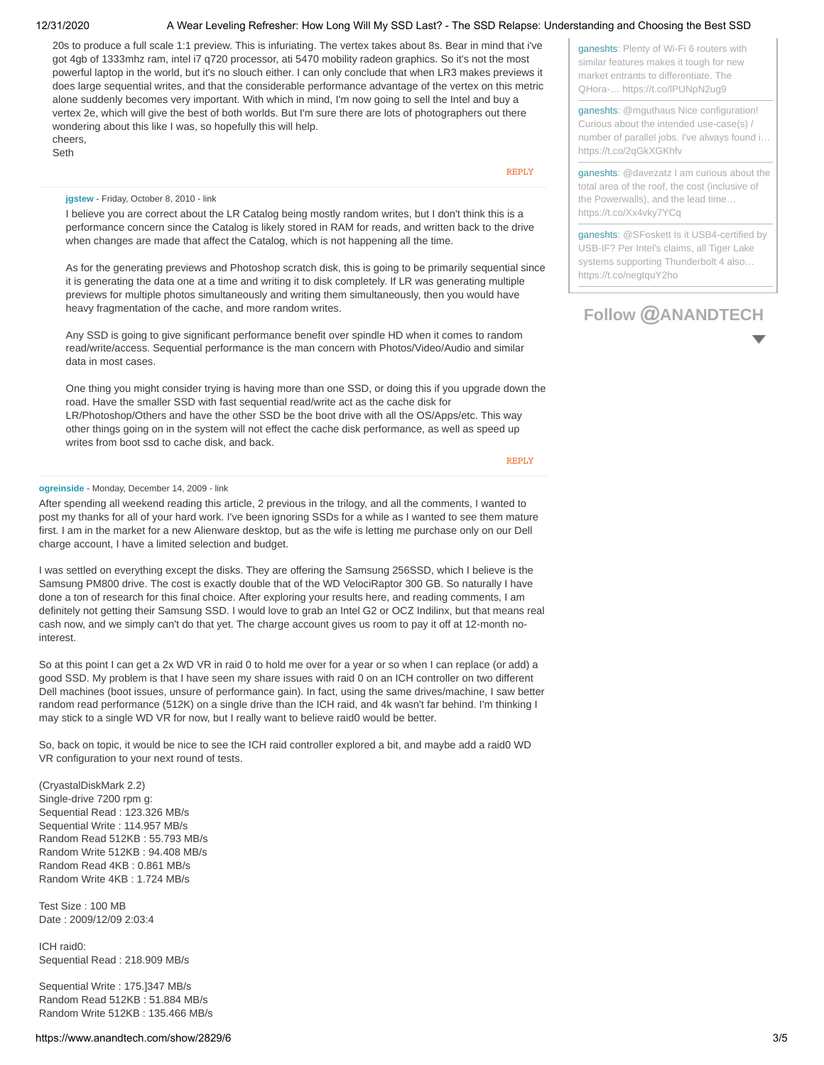20s to produce a full scale 1:1 preview. This is infuriating. The vertex takes about 8s. Bear in mind that i've got 4gb of 1333mhz ram, intel i7 q720 processor, ati 5470 mobility radeon graphics. So it's not the most powerful laptop in the world, but it's no slouch either. I can only conclude that when LR3 makes previews it does large sequential writes, and that the considerable performance advantage of the vertex on this metric alone suddenly becomes very important. With which in mind, I'm now going to sell the Intel and buy a vertex 2e, which will give the best of both worlds. But I'm sure there are lots of photographers out there wondering about this like I was, so hopefully this will help.
cheers,
Seth

REPLY

**jgstew** - Friday, October 8, 2010 - link

I believe you are correct about the LR Catalog being mostly random writes, but I don't think this is a performance concern since the Catalog is likely stored in RAM for reads, and written back to the drive when changes are made that affect the Catalog, which is not happening all the time.

As for the generating previews and Photoshop scratch disk, this is going to be primarily sequential since it is generating the data one at a time and writing it to disk completely. If LR was generating multiple previews for multiple photos simultaneously and writing them simultaneously, then you would have heavy fragmentation of the cache, and more random writes.

Any SSD is going to give significant performance benefit over spindle HD when it comes to random read/write/access. Sequential performance is the man concern with Photos/Video/Audio and similar data in most cases.

One thing you might consider trying is having more than one SSD, or doing this if you upgrade down the road. Have the smaller SSD with fast sequential read/write act as the cache disk for LR/Photoshop/Others and have the other SSD be the boot drive with all the OS/Apps/etc. This way other things going on in the system will not effect the cache disk performance, as well as speed up writes from boot ssd to cache disk, and back.

REPLY

**ogreinside** - Monday, December 14, 2009 - link

After spending all weekend reading this article, 2 previous in the trilogy, and all the comments, I wanted to post my thanks for all of your hard work. I've been ignoring SSDs for a while as I wanted to see them mature first. I am in the market for a new Alienware desktop, but as the wife is letting me purchase only on our Dell charge account, I have a limited selection and budget.

I was settled on everything except the disks. They are offering the Samsung 256SSD, which I believe is the Samsung PM800 drive. The cost is exactly double that of the WD VelociRaptor 300 GB. So naturally I have done a ton of research for this final choice. After exploring your results here, and reading comments, I am definitely not getting their Samsung SSD. I would love to grab an Intel G2 or OCZ Indilinx, but that means real cash now, and we simply can't do that yet. The charge account gives us room to pay it off at 12-month no-interest.

So at this point I can get a 2x WD VR in raid 0 to hold me over for a year or so when I can replace (or add) a good SSD. My problem is that I have seen my share issues with raid 0 on an ICH controller on two different Dell machines (boot issues, unsure of performance gain). In fact, using the same drives/machine, I saw better random read performance (512K) on a single drive than the ICH raid, and 4k wasn't far behind. I'm thinking I may stick to a single WD VR for now, but I really want to believe raid0 would be better.

So, back on topic, it would be nice to see the ICH raid controller explored a bit, and maybe add a raid0 WD VR configuration to your next round of tests.

(CryastalDiskMark 2.2)
Single-drive 7200 rpm g:
Sequential Read : 123.326 MB/s
Sequential Write : 114.957 MB/s
Random Read 512KB : 55.793 MB/s
Random Write 512KB : 94.408 MB/s
Random Read 4KB : 0.861 MB/s
Random Write 4KB : 1.724 MB/s

Test Size : 100 MB
Date : 2009/12/09 2:03:4

ICH raid0:
Sequential Read : 218.909 MB/s

Sequential Write : 175.]347 MB/s
Random Read 512KB : 51.884 MB/s
Random Write 512KB : 135.466 MB/s

**ganeshts**: Plenty of Wi-Fi 6 routers with similar features makes it tough for new market entrants to differentiate. The QHora-… https://t.co/lPUNpN2ug9

**ganeshts**: @mguthaus Nice configuration! Curious about the intended use-case(s) / number of parallel jobs. I've always found i… https://t.co/2qGkXGKhfv

**ganeshts**: @davezatz I am curious about the total area of the roof, the cost (inclusive of the Powerwalls), and the lead time… https://t.co/Xx4vky7YCq

**ganeshts**: @SFoskett Is it USB4-certified by USB-IF? Per Intel's claims, all Tiger Lake systems supporting Thunderbolt 4 also… https://t.co/negtquY2ho

Follow @ANANDTECH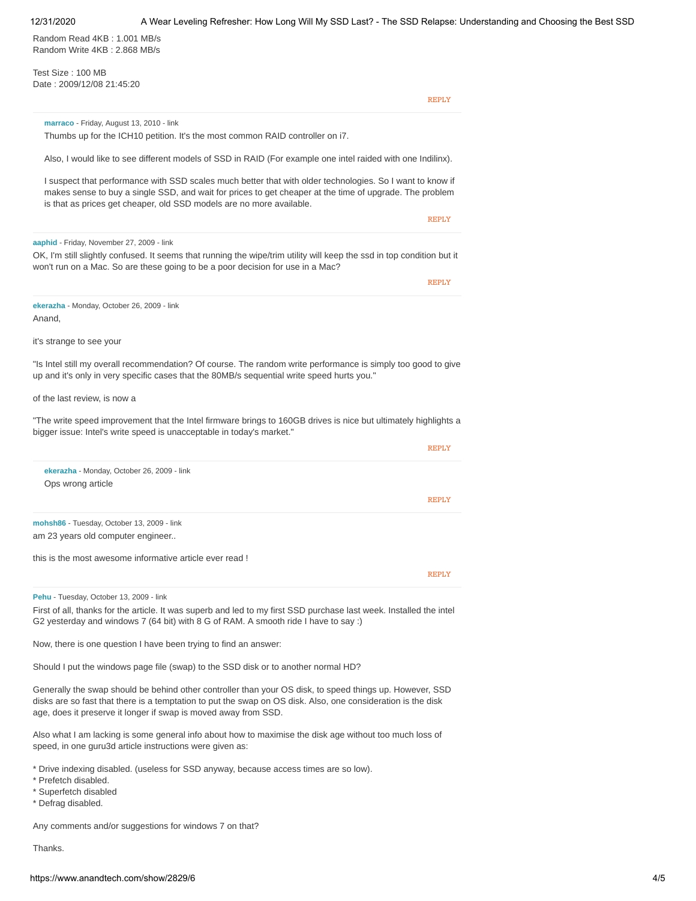Random Read 4KB : 1.001 MB/s
Random Write 4KB : 2.868 MB/s

Test Size : 100 MB
Date : 2009/12/08 21:45:20

REPLY

**marraco** - Friday, August 13, 2010 - link

Thumbs up for the ICH10 petition. It's the most common RAID controller on i7.

Also, I would like to see different models of SSD in RAID (For example one intel raided with one Indilinx).

I suspect that performance with SSD scales much better that with older technologies. So I want to know if makes sense to buy a single SSD, and wait for prices to get cheaper at the time of upgrade. The problem is that as prices get cheaper, old SSD models are no more available.

REPLY

**aaphid** - Friday, November 27, 2009 - link

OK, I'm still slightly confused. It seems that running the wipe/trim utility will keep the ssd in top condition but it won't run on a Mac. So are these going to be a poor decision for use in a Mac?

REPLY

**ekerazha** - Monday, October 26, 2009 - link

Anand,

it's strange to see your

"Is Intel still my overall recommendation? Of course. The random write performance is simply too good to give up and it's only in very specific cases that the 80MB/s sequential write speed hurts you."

of the last review, is now a

"The write speed improvement that the Intel firmware brings to 160GB drives is nice but ultimately highlights a bigger issue: Intel's write speed is unacceptable in today's market."

REPLY

**ekerazha** - Monday, October 26, 2009 - link

Ops wrong article

REPLY

**mohsh86** - Tuesday, October 13, 2009 - link

am 23 years old computer engineer..

this is the most awesome informative article ever read !

REPLY

**Pehu** - Tuesday, October 13, 2009 - link

First of all, thanks for the article. It was superb and led to my first SSD purchase last week. Installed the intel G2 yesterday and windows 7 (64 bit) with 8 G of RAM. A smooth ride I have to say :)

Now, there is one question I have been trying to find an answer:

Should I put the windows page file (swap) to the SSD disk or to another normal HD?

Generally the swap should be behind other controller than your OS disk, to speed things up. However, SSD disks are so fast that there is a temptation to put the swap on OS disk. Also, one consideration is the disk age, does it preserve it longer if swap is moved away from SSD.

Also what I am lacking is some general info about how to maximise the disk age without too much loss of speed, in one guru3d article instructions were given as:

* Drive indexing disabled. (useless for SSD anyway, because access times are so low).
* Prefetch disabled.
* Superfetch disabled
* Defrag disabled.

Any comments and/or suggestions for windows 7 on that?

Thanks.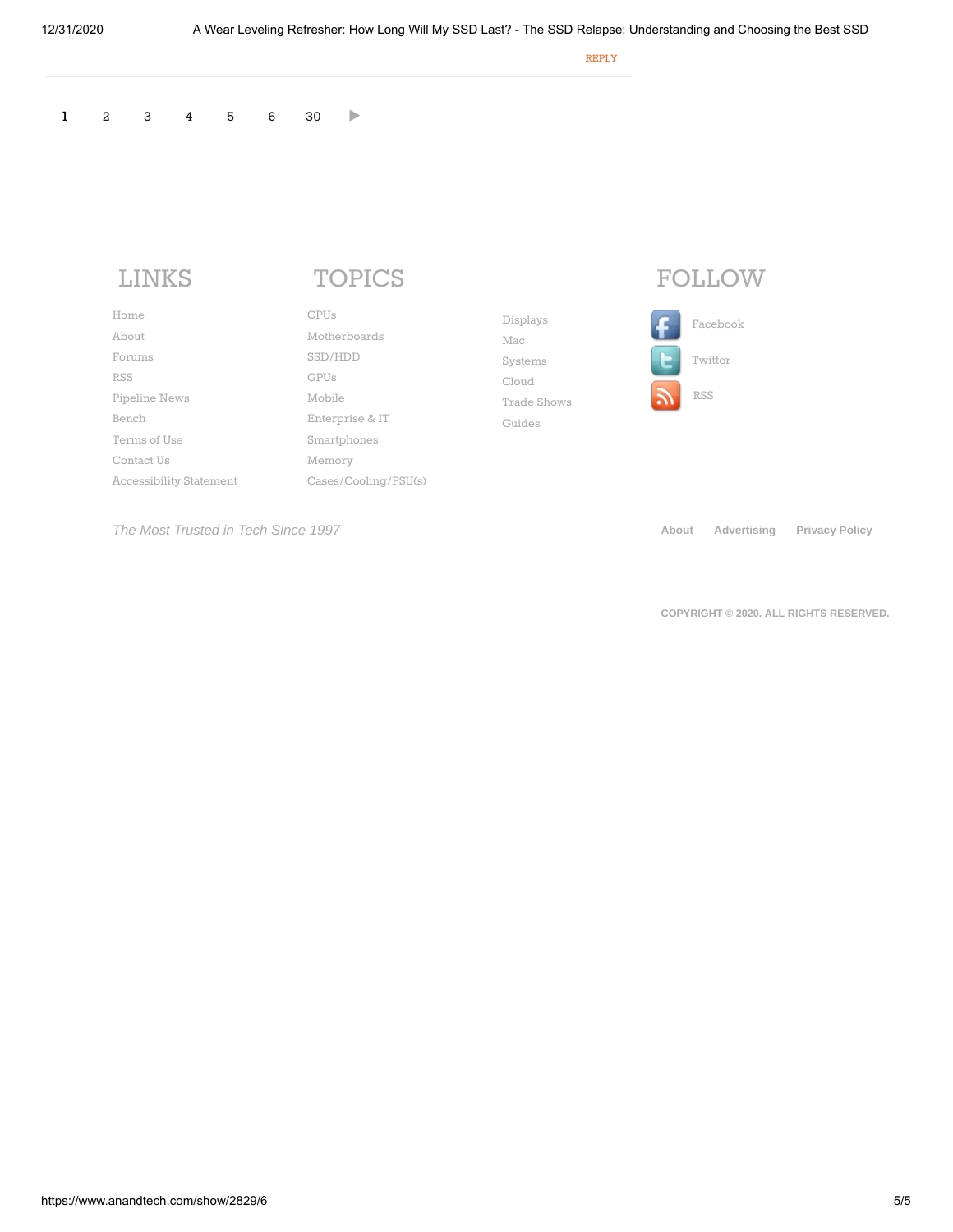REPLY

1 2 3 4 5 6 30 ▶

## LINKS

Home
About
Forums
RSS
Pipeline News
Bench
Terms of Use
Contact Us
Accessibility Statement

## TOPICS

CPUs
Motherboards
SSD/HDD
GPUs
Mobile
Enterprise & IT
Smartphones
Memory
Cases/Cooling/PSU(s)
Displays
Mac
Systems
Cloud
Trade Shows
Guides

## FOLLOW

Facebook
Twitter
RSS

*The Most Trusted in Tech Since 1997*

About Advertising Privacy Policy

COPYRIGHT © 2020. ALL RIGHTS RESERVED.